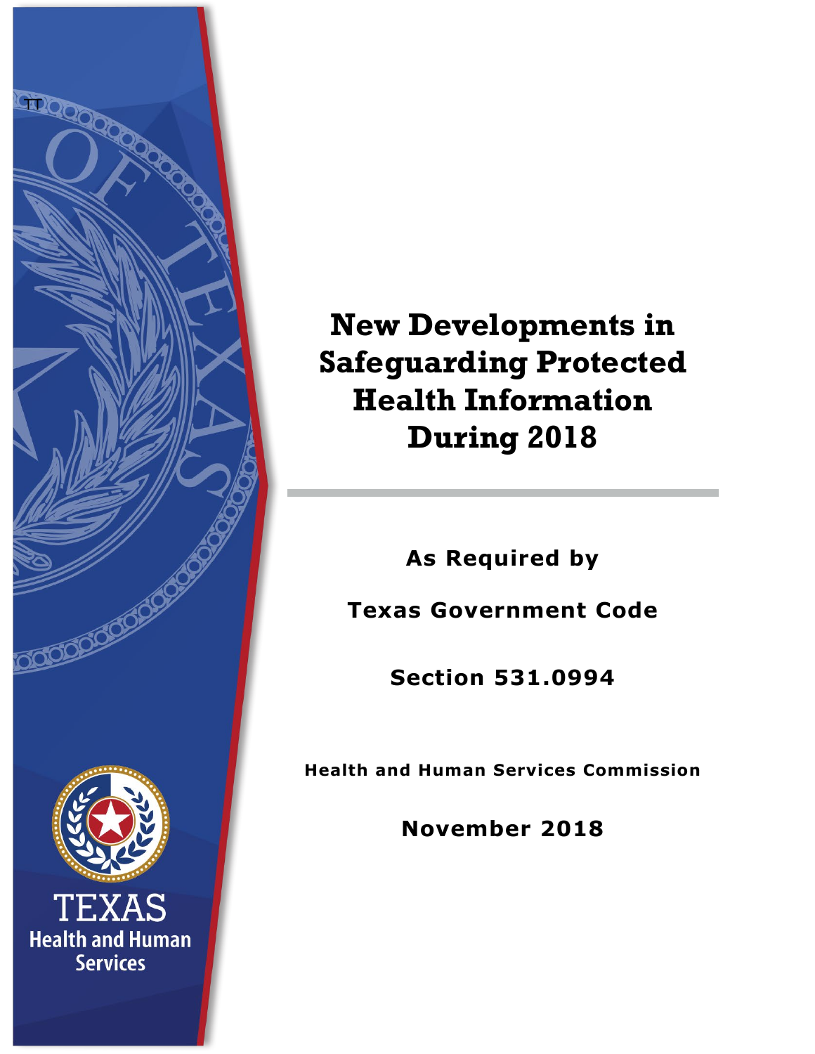# New Developments in Safeguarding Protected Health Information During 2018

**As Required by**

**Texas Government Code**

**Section 531.0994**

**Health and Human Services Commission**

**November 2018**

TEXAS
Health and Human Services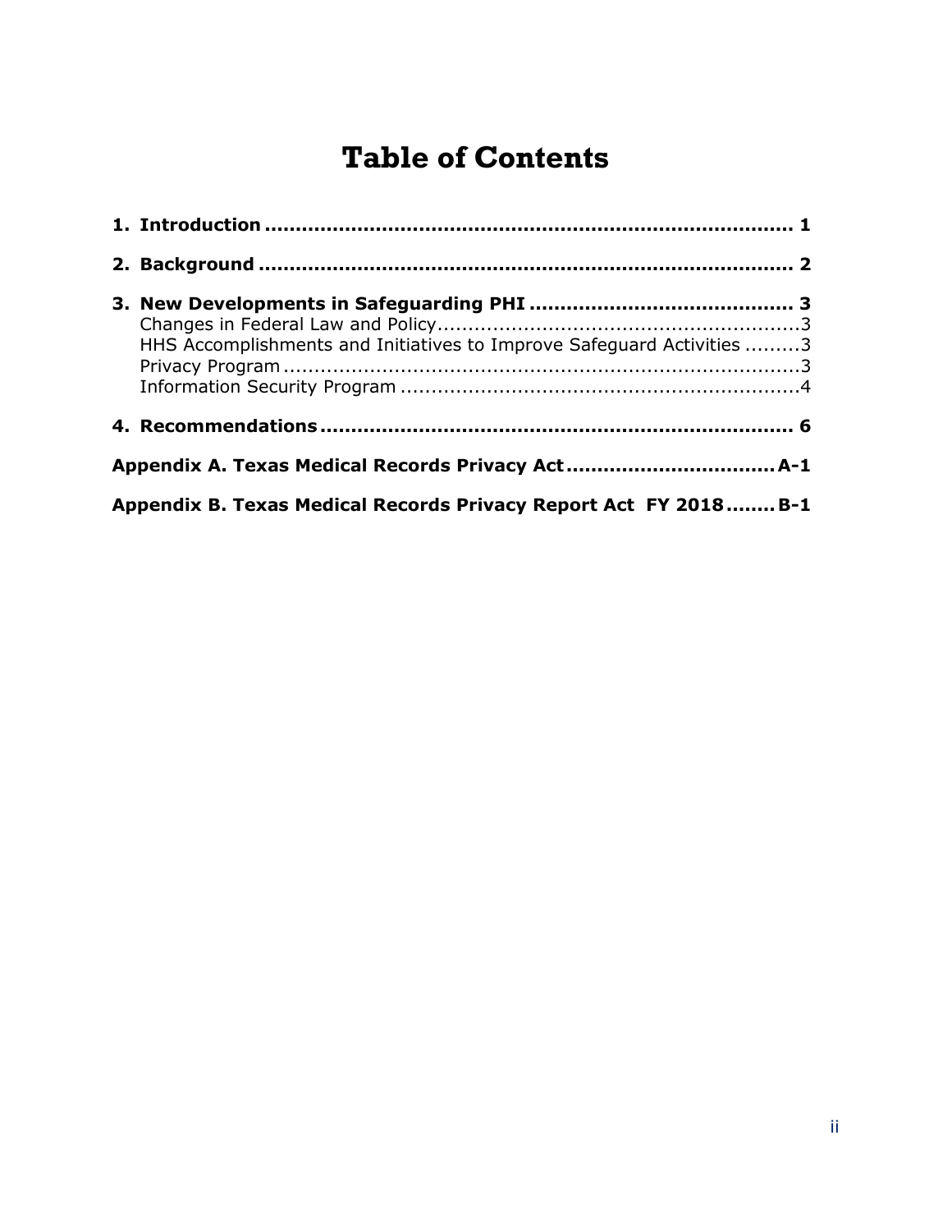# Table of Contents

**1. Introduction** ........................................................................ **1**

**2. Background** ........................................................................ **2**

**3. New Developments in Safeguarding PHI** ........................................ **3**
- Changes in Federal Law and Policy ........................................................ 3
- HHS Accomplishments and Initiatives to Improve Safeguard Activities ......... 3
- Privacy Program ................................................................................. 3
- Information Security Program ................................................................ 4

**4. Recommendations** ................................................................ **6**

**Appendix A. Texas Medical Records Privacy Act** ................................ **A-1**

**Appendix B. Texas Medical Records Privacy Report Act FY 2018** ........ **B-1**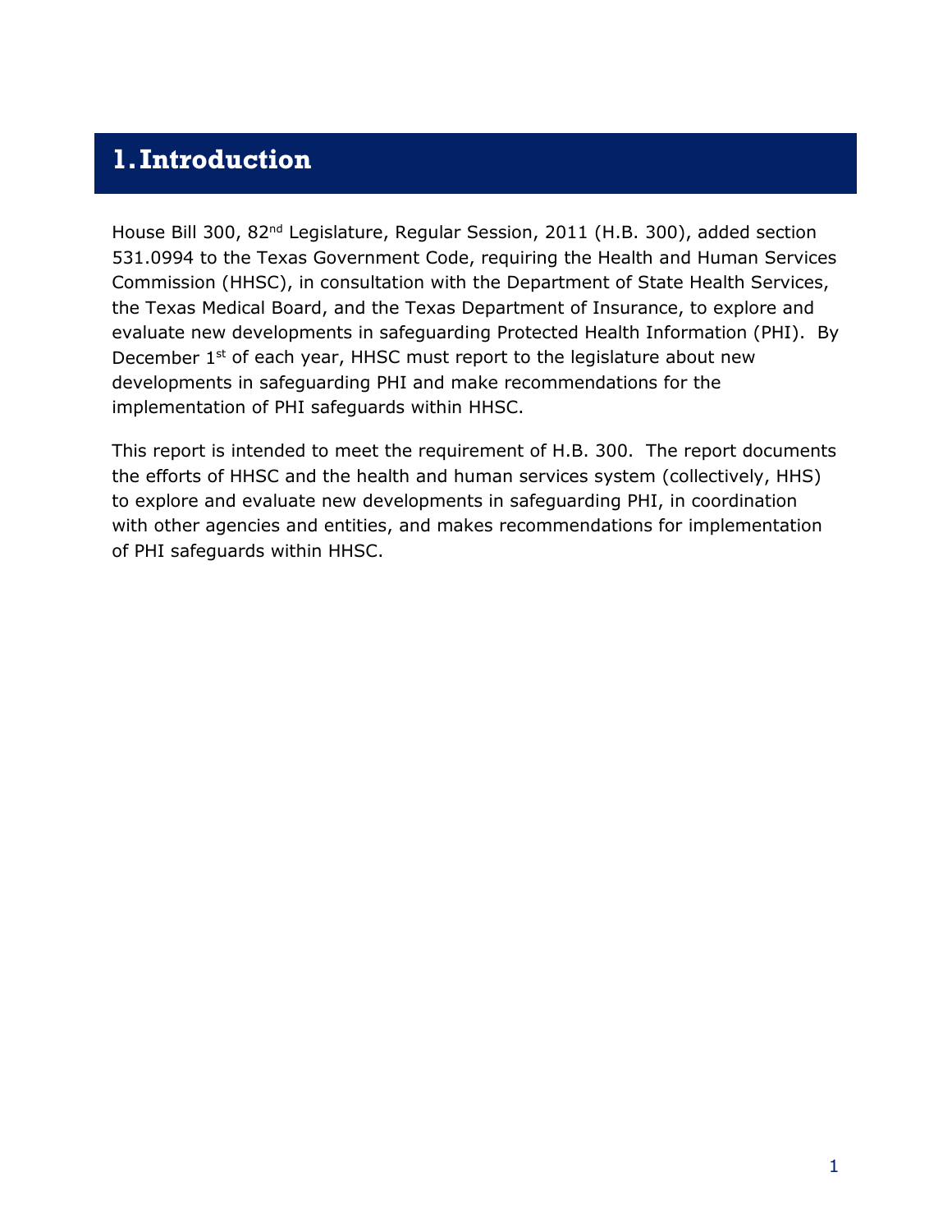# 1. Introduction

House Bill 300, 82nd Legislature, Regular Session, 2011 (H.B. 300), added section 531.0994 to the Texas Government Code, requiring the Health and Human Services Commission (HHSC), in consultation with the Department of State Health Services, the Texas Medical Board, and the Texas Department of Insurance, to explore and evaluate new developments in safeguarding Protected Health Information (PHI). By December 1st of each year, HHSC must report to the legislature about new developments in safeguarding PHI and make recommendations for the implementation of PHI safeguards within HHSC.

This report is intended to meet the requirement of H.B. 300. The report documents the efforts of HHSC and the health and human services system (collectively, HHS) to explore and evaluate new developments in safeguarding PHI, in coordination with other agencies and entities, and makes recommendations for implementation of PHI safeguards within HHSC.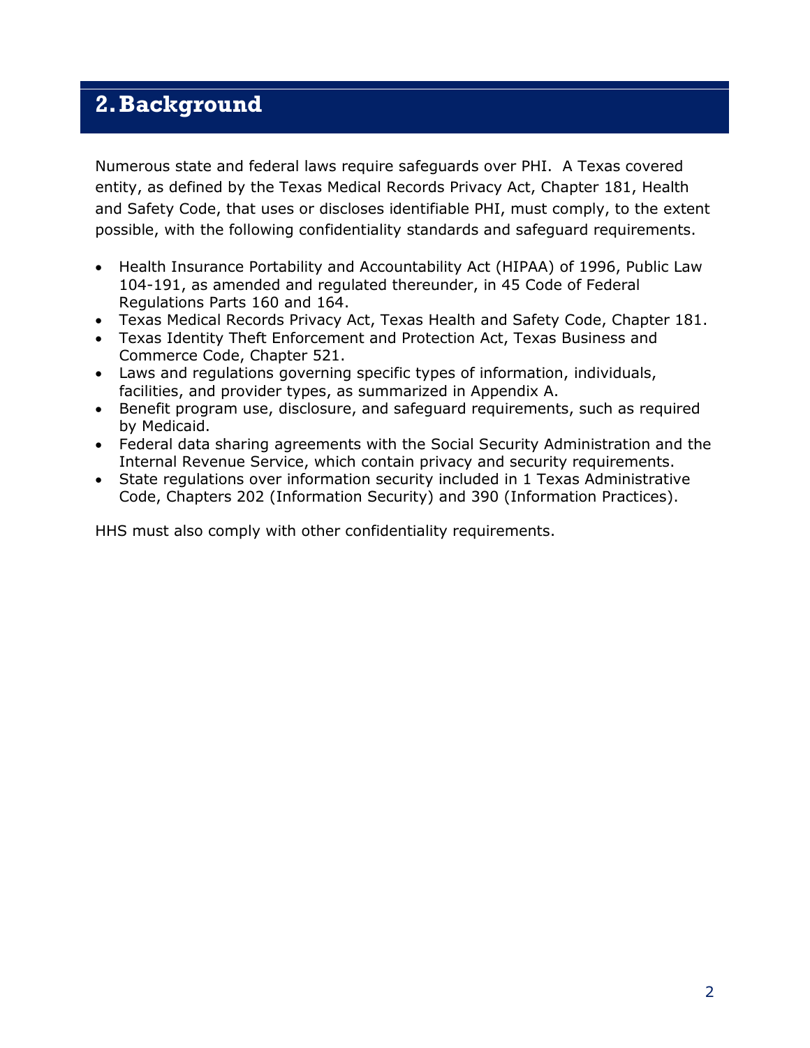# 2. Background

Numerous state and federal laws require safeguards over PHI. A Texas covered entity, as defined by the Texas Medical Records Privacy Act, Chapter 181, Health and Safety Code, that uses or discloses identifiable PHI, must comply, to the extent possible, with the following confidentiality standards and safeguard requirements.

- Health Insurance Portability and Accountability Act (HIPAA) of 1996, Public Law 104-191, as amended and regulated thereunder, in 45 Code of Federal Regulations Parts 160 and 164.
- Texas Medical Records Privacy Act, Texas Health and Safety Code, Chapter 181.
- Texas Identity Theft Enforcement and Protection Act, Texas Business and Commerce Code, Chapter 521.
- Laws and regulations governing specific types of information, individuals, facilities, and provider types, as summarized in Appendix A.
- Benefit program use, disclosure, and safeguard requirements, such as required by Medicaid.
- Federal data sharing agreements with the Social Security Administration and the Internal Revenue Service, which contain privacy and security requirements.
- State regulations over information security included in 1 Texas Administrative Code, Chapters 202 (Information Security) and 390 (Information Practices).

HHS must also comply with other confidentiality requirements.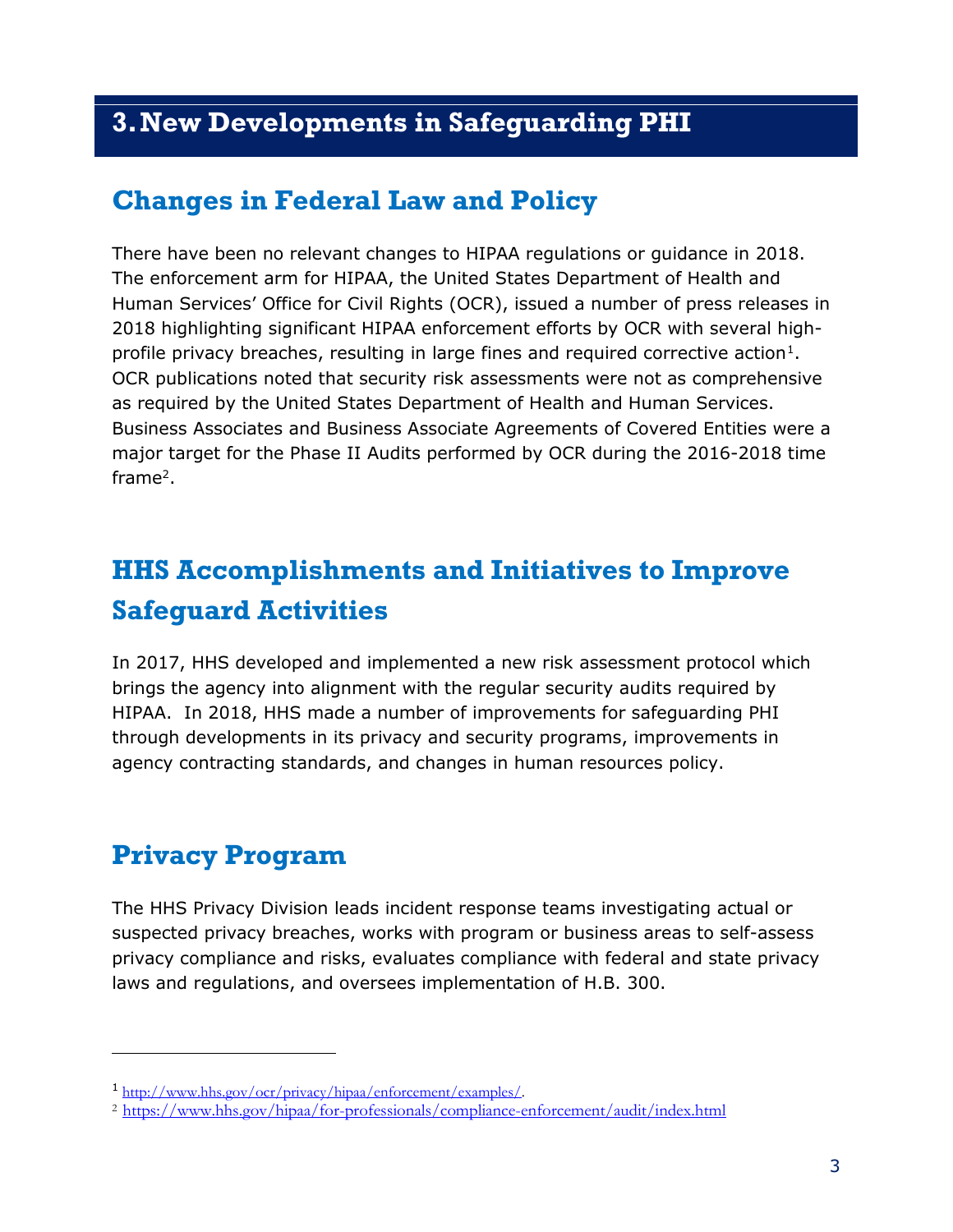# 3. New Developments in Safeguarding PHI

## Changes in Federal Law and Policy

There have been no relevant changes to HIPAA regulations or guidance in 2018. The enforcement arm for HIPAA, the United States Department of Health and Human Services' Office for Civil Rights (OCR), issued a number of press releases in 2018 highlighting significant HIPAA enforcement efforts by OCR with several high-profile privacy breaches, resulting in large fines and required corrective action[1]. OCR publications noted that security risk assessments were not as comprehensive as required by the United States Department of Health and Human Services. Business Associates and Business Associate Agreements of Covered Entities were a major target for the Phase II Audits performed by OCR during the 2016-2018 time frame[2].

## HHS Accomplishments and Initiatives to Improve Safeguard Activities

In 2017, HHS developed and implemented a new risk assessment protocol which brings the agency into alignment with the regular security audits required by HIPAA. In 2018, HHS made a number of improvements for safeguarding PHI through developments in its privacy and security programs, improvements in agency contracting standards, and changes in human resources policy.

## Privacy Program

The HHS Privacy Division leads incident response teams investigating actual or suspected privacy breaches, works with program or business areas to self-assess privacy compliance and risks, evaluates compliance with federal and state privacy laws and regulations, and oversees implementation of H.B. 300.

---

[1] http://www.hhs.gov/ocr/privacy/hipaa/enforcement/examples/.

[2] https://www.hhs.gov/hipaa/for-professionals/compliance-enforcement/audit/index.html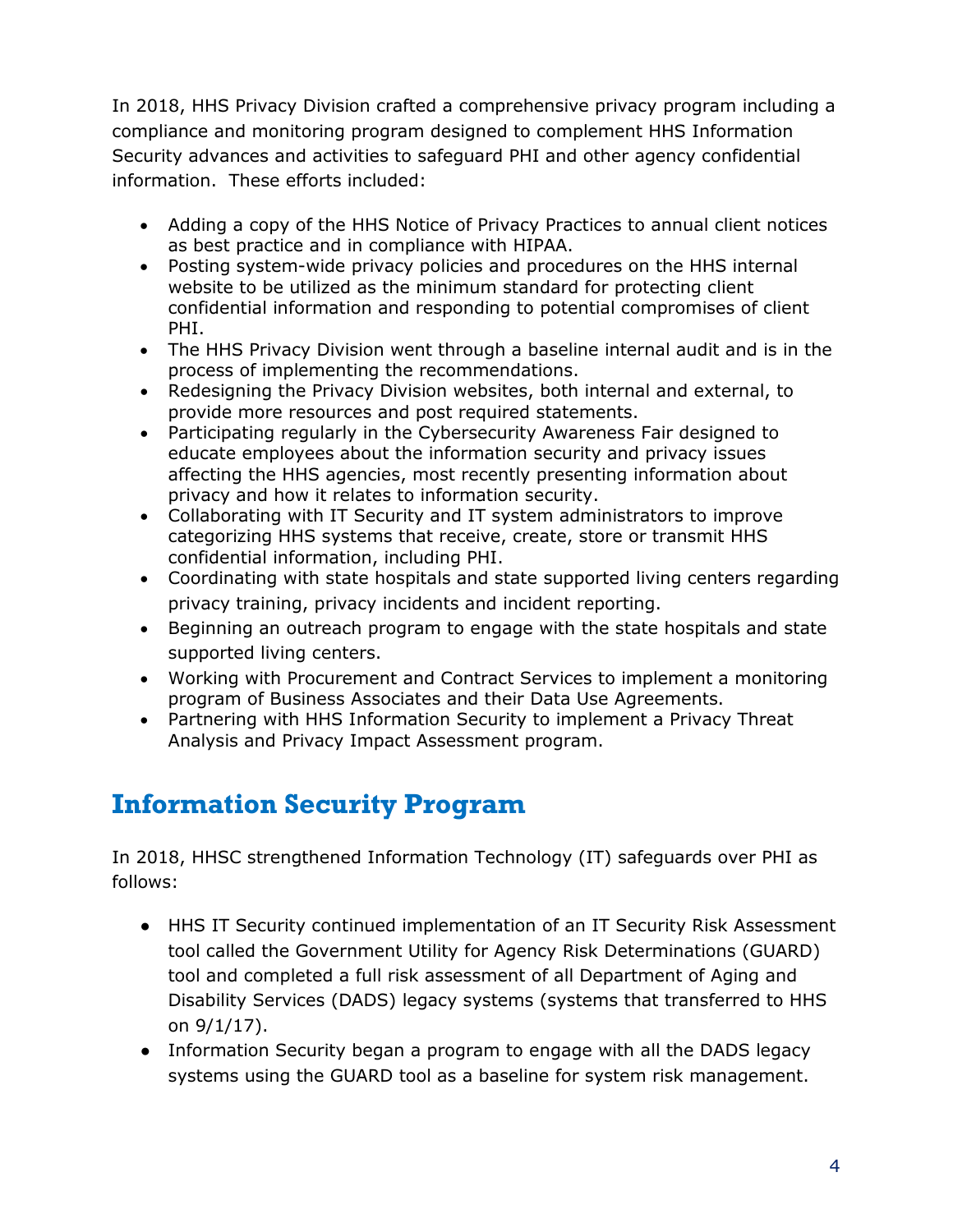In 2018, HHS Privacy Division crafted a comprehensive privacy program including a compliance and monitoring program designed to complement HHS Information Security advances and activities to safeguard PHI and other agency confidential information. These efforts included:

- Adding a copy of the HHS Notice of Privacy Practices to annual client notices as best practice and in compliance with HIPAA.
- Posting system-wide privacy policies and procedures on the HHS internal website to be utilized as the minimum standard for protecting client confidential information and responding to potential compromises of client PHI.
- The HHS Privacy Division went through a baseline internal audit and is in the process of implementing the recommendations.
- Redesigning the Privacy Division websites, both internal and external, to provide more resources and post required statements.
- Participating regularly in the Cybersecurity Awareness Fair designed to educate employees about the information security and privacy issues affecting the HHS agencies, most recently presenting information about privacy and how it relates to information security.
- Collaborating with IT Security and IT system administrators to improve categorizing HHS systems that receive, create, store or transmit HHS confidential information, including PHI.
- Coordinating with state hospitals and state supported living centers regarding privacy training, privacy incidents and incident reporting.
- Beginning an outreach program to engage with the state hospitals and state supported living centers.
- Working with Procurement and Contract Services to implement a monitoring program of Business Associates and their Data Use Agreements.
- Partnering with HHS Information Security to implement a Privacy Threat Analysis and Privacy Impact Assessment program.

## Information Security Program

In 2018, HHSC strengthened Information Technology (IT) safeguards over PHI as follows:

- HHS IT Security continued implementation of an IT Security Risk Assessment tool called the Government Utility for Agency Risk Determinations (GUARD) tool and completed a full risk assessment of all Department of Aging and Disability Services (DADS) legacy systems (systems that transferred to HHS on 9/1/17).
- Information Security began a program to engage with all the DADS legacy systems using the GUARD tool as a baseline for system risk management.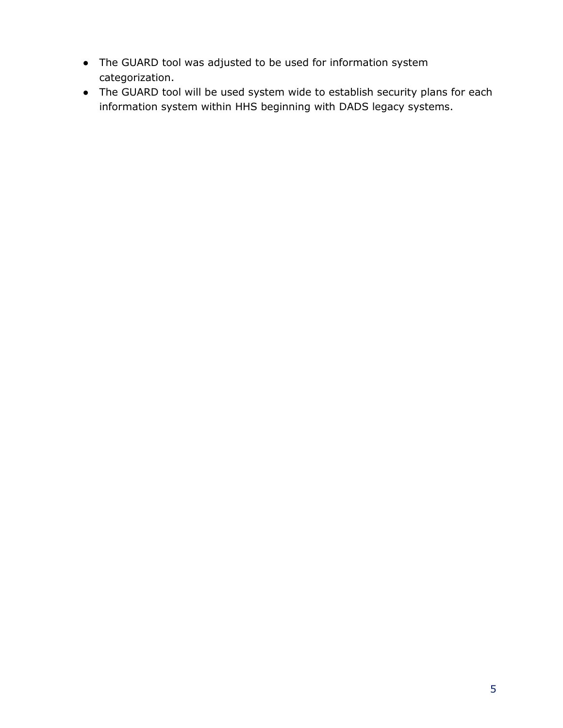- The GUARD tool was adjusted to be used for information system categorization.
- The GUARD tool will be used system wide to establish security plans for each information system within HHS beginning with DADS legacy systems.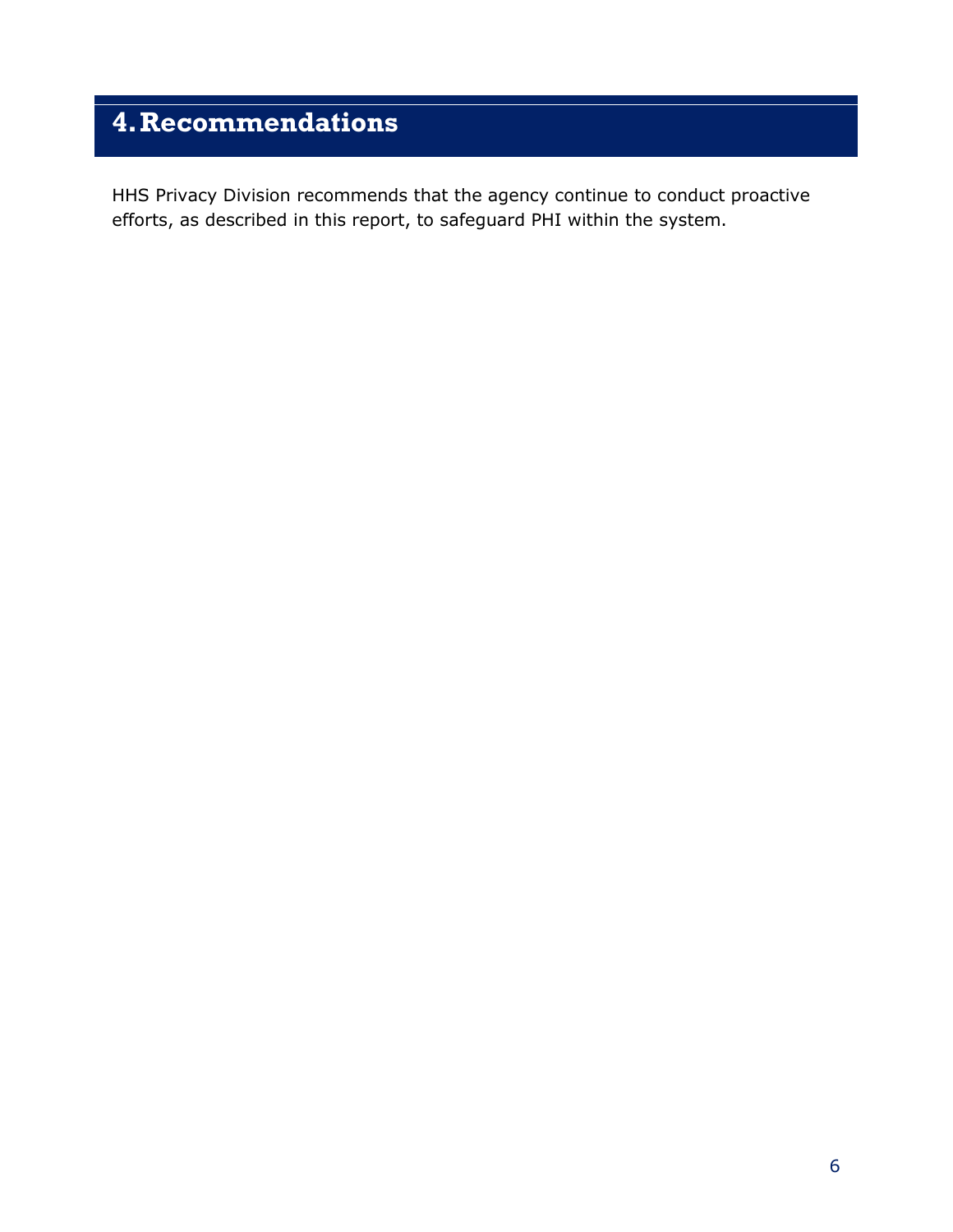# 4. Recommendations

HHS Privacy Division recommends that the agency continue to conduct proactive efforts, as described in this report, to safeguard PHI within the system.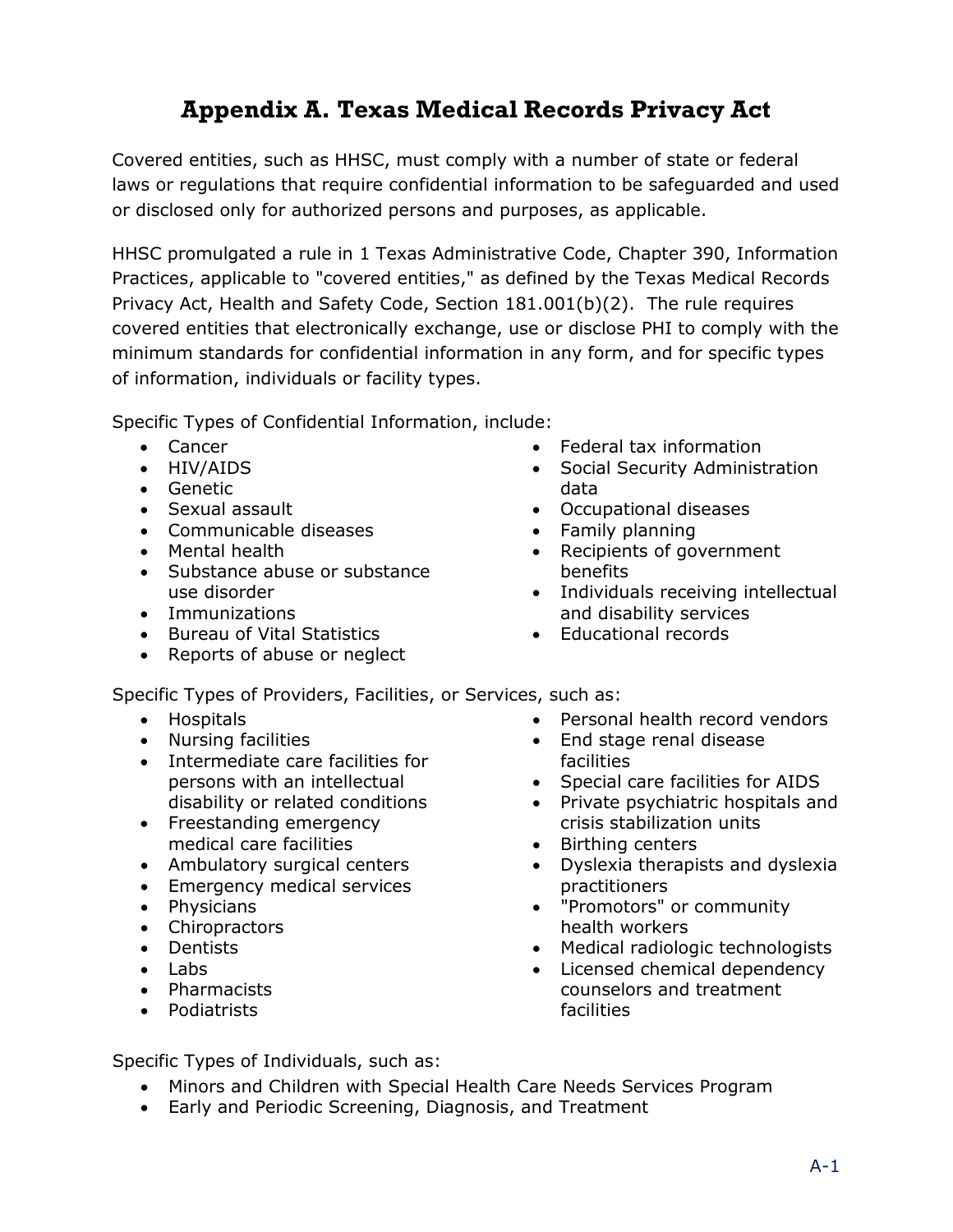# Appendix A. Texas Medical Records Privacy Act

Covered entities, such as HHSC, must comply with a number of state or federal laws or regulations that require confidential information to be safeguarded and used or disclosed only for authorized persons and purposes, as applicable.

HHSC promulgated a rule in 1 Texas Administrative Code, Chapter 390, Information Practices, applicable to "covered entities," as defined by the Texas Medical Records Privacy Act, Health and Safety Code, Section 181.001(b)(2). The rule requires covered entities that electronically exchange, use or disclose PHI to comply with the minimum standards for confidential information in any form, and for specific types of information, individuals or facility types.

Specific Types of Confidential Information, include:

- Cancer
- HIV/AIDS
- Genetic
- Sexual assault
- Communicable diseases
- Mental health
- Substance abuse or substance use disorder
- Immunizations
- Bureau of Vital Statistics
- Reports of abuse or neglect
- Federal tax information
- Social Security Administration data
- Occupational diseases
- Family planning
- Recipients of government benefits
- Individuals receiving intellectual and disability services
- Educational records

Specific Types of Providers, Facilities, or Services, such as:

- Hospitals
- Nursing facilities
- Intermediate care facilities for persons with an intellectual disability or related conditions
- Freestanding emergency medical care facilities
- Ambulatory surgical centers
- Emergency medical services
- Physicians
- Chiropractors
- Dentists
- Labs
- Pharmacists
- Podiatrists
- Personal health record vendors
- End stage renal disease facilities
- Special care facilities for AIDS
- Private psychiatric hospitals and crisis stabilization units
- Birthing centers
- Dyslexia therapists and dyslexia practitioners
- "Promotors" or community health workers
- Medical radiologic technologists
- Licensed chemical dependency counselors and treatment facilities

Specific Types of Individuals, such as:

- Minors and Children with Special Health Care Needs Services Program
- Early and Periodic Screening, Diagnosis, and Treatment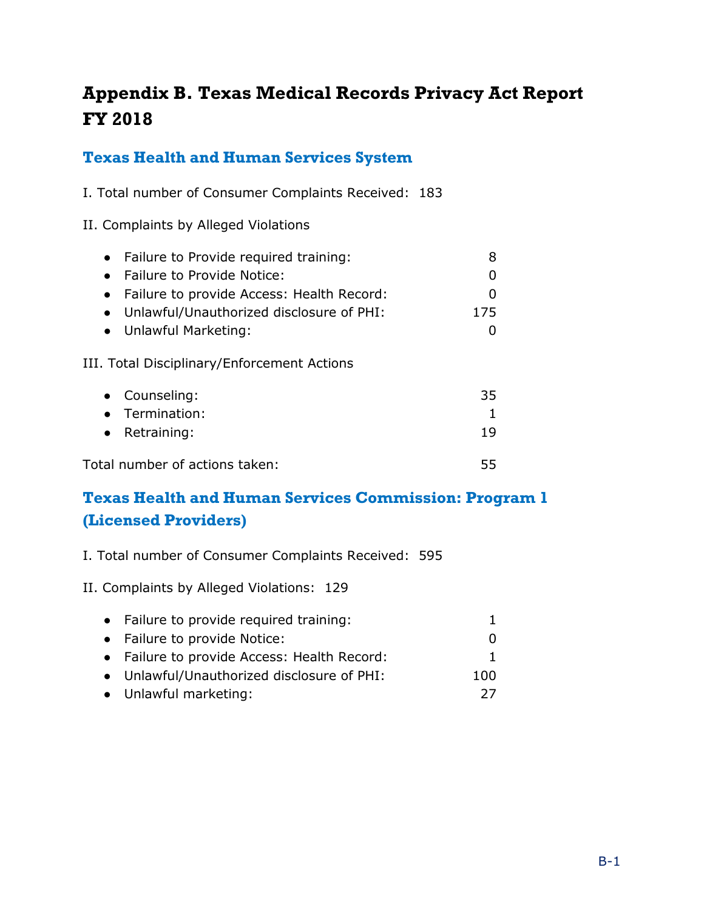# Appendix B. Texas Medical Records Privacy Act Report FY 2018

## Texas Health and Human Services System

I. Total number of Consumer Complaints Received: 183

II. Complaints by Alleged Violations

- Failure to Provide required training: 8
- Failure to Provide Notice: 0
- Failure to provide Access: Health Record: 0
- Unlawful/Unauthorized disclosure of PHI: 175
- Unlawful Marketing: 0

III. Total Disciplinary/Enforcement Actions

- Counseling: 35
- Termination: 1
- Retraining: 19

Total number of actions taken: 55

## Texas Health and Human Services Commission: Program 1 (Licensed Providers)

I. Total number of Consumer Complaints Received: 595

II. Complaints by Alleged Violations: 129

- Failure to provide required training: 1
- Failure to provide Notice: 0
- Failure to provide Access: Health Record: 1
- Unlawful/Unauthorized disclosure of PHI: 100
- Unlawful marketing: 27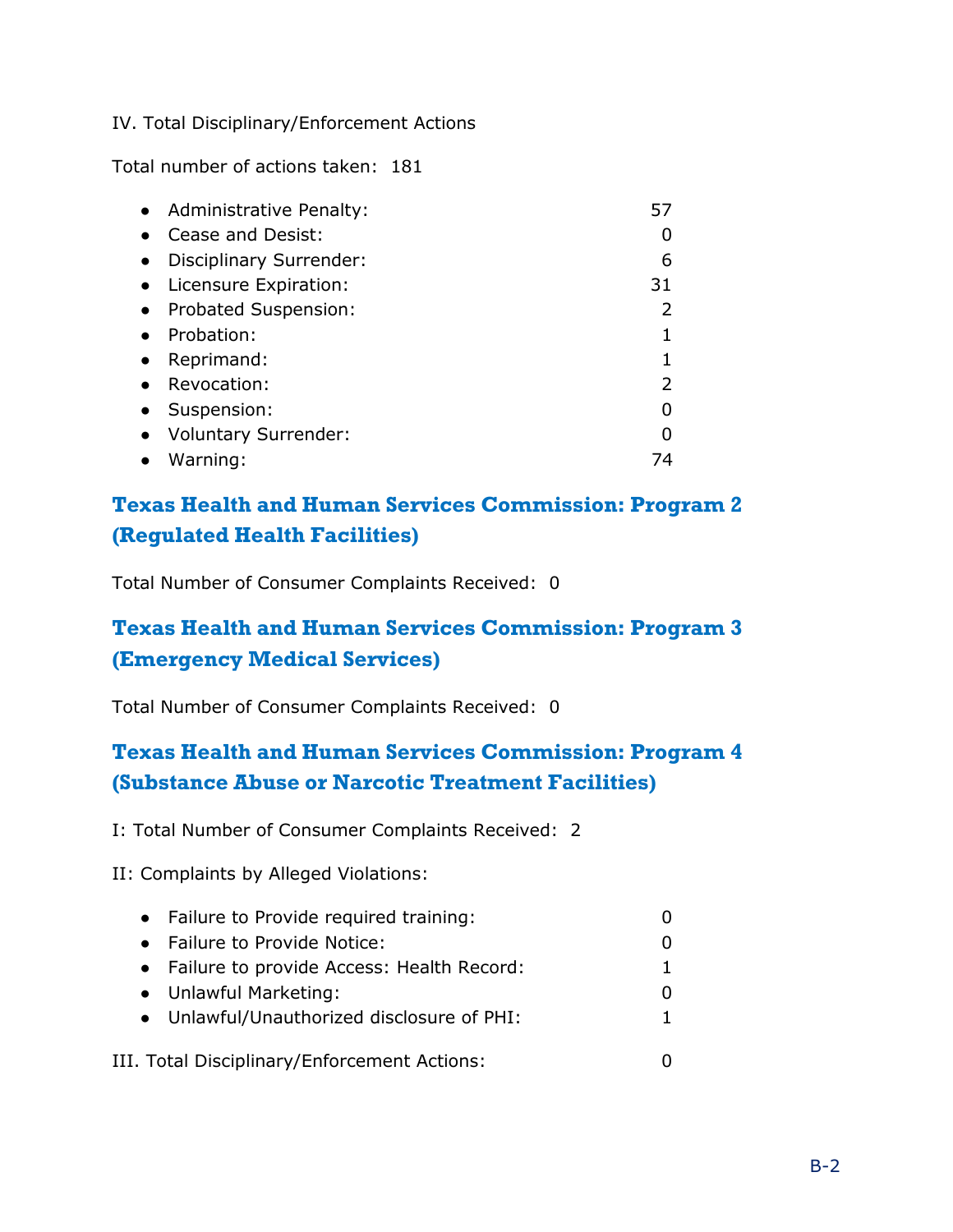IV. Total Disciplinary/Enforcement Actions

Total number of actions taken: 181

- Administrative Penalty: 57
- Cease and Desist: 0
- Disciplinary Surrender: 6
- Licensure Expiration: 31
- Probated Suspension: 2
- Probation: 1
- Reprimand: 1
- Revocation: 2
- Suspension: 0
- Voluntary Surrender: 0
- Warning: 74

## Texas Health and Human Services Commission: Program 2 (Regulated Health Facilities)

Total Number of Consumer Complaints Received: 0

## Texas Health and Human Services Commission: Program 3 (Emergency Medical Services)

Total Number of Consumer Complaints Received: 0

## Texas Health and Human Services Commission: Program 4 (Substance Abuse or Narcotic Treatment Facilities)

I: Total Number of Consumer Complaints Received: 2

II: Complaints by Alleged Violations:

- Failure to Provide required training: 0
- Failure to Provide Notice: 0
- Failure to provide Access: Health Record: 1
- Unlawful Marketing: 0
- Unlawful/Unauthorized disclosure of PHI: 1

III. Total Disciplinary/Enforcement Actions: 0